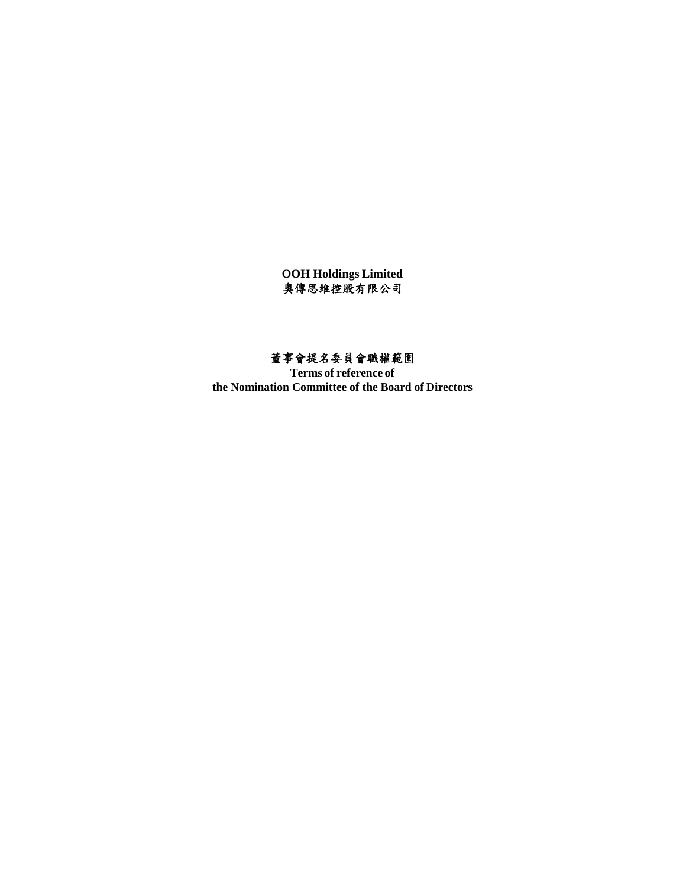**OOH Holdings Limited**
**奧傳思維控股有限公司**

# 董事會提名委員會職權範圍

**Terms of reference of**
**the Nomination Committee of the Board of Directors**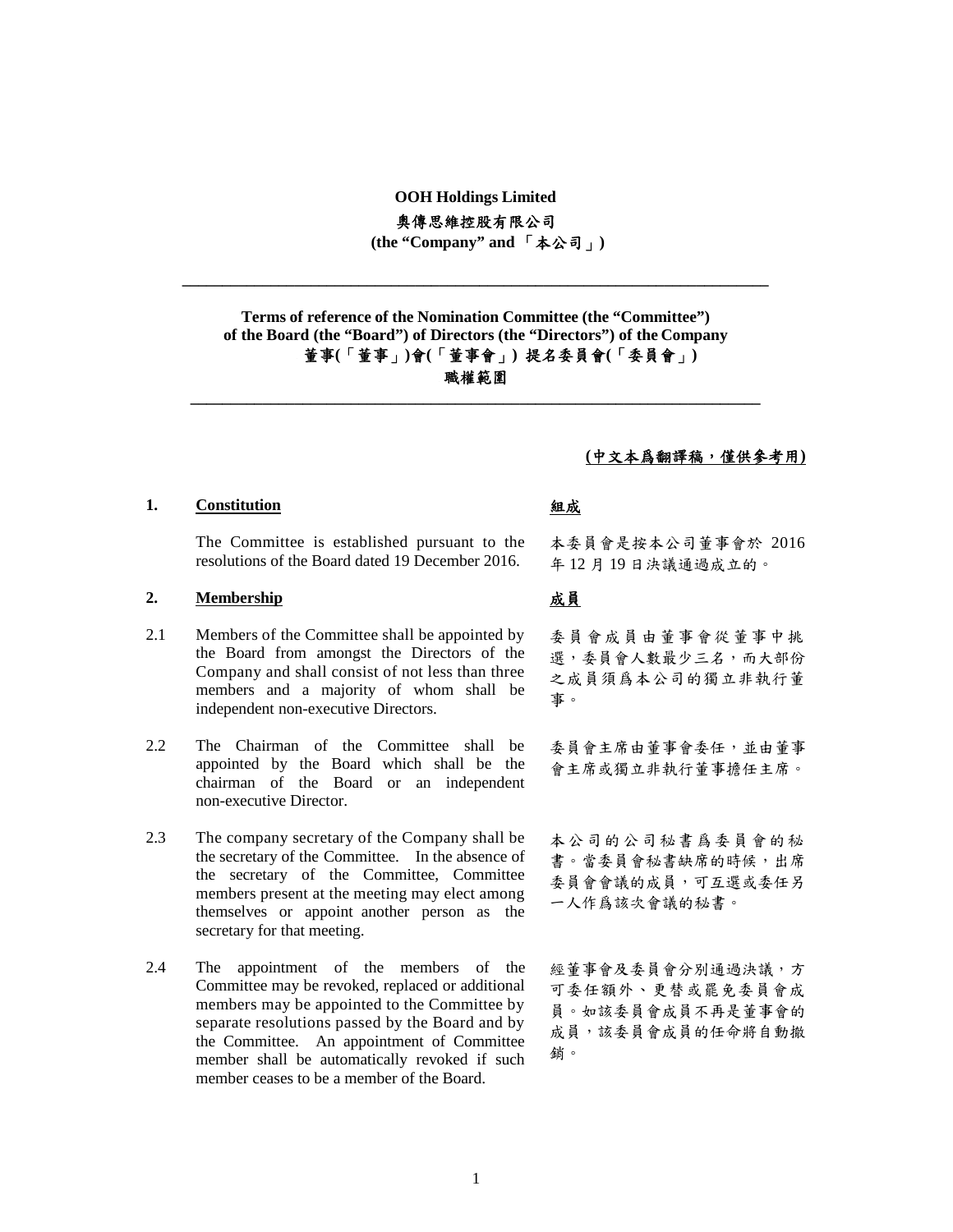**OOH Holdings Limited**

**奧傳思維控股有限公司**

**(the "Company" and 「本公司」)**

---

**Terms of reference of the Nomination Committee (the "Committee") of the Board (the "Board") of Directors (the "Directors") of the Company**

**董事(「董事」)會(「董事會」) 提名委員會(「委員會」)**

**職權範圍**

---

**(中文本爲翻譯稿，僅供參考用)**

## 1. Constitution

## 組成

The Committee is established pursuant to the resolutions of the Board dated 19 December 2016.

本委員會是按本公司董事會於 2016 年 12 月 19 日決議通過成立的。

## 2. Membership

## 成員

2.1 Members of the Committee shall be appointed by the Board from amongst the Directors of the Company and shall consist of not less than three members and a majority of whom shall be independent non-executive Directors.

委員會成員由董事會從董事中挑選，委員會人數最少三名，而大部份之成員須爲本公司的獨立非執行董事。

2.2 The Chairman of the Committee shall be appointed by the Board which shall be the chairman of the Board or an independent non-executive Director.

委員會主席由董事會委任，並由董事會主席或獨立非執行董事擔任主席。

2.3 The company secretary of the Company shall be the secretary of the Committee. In the absence of the secretary of the Committee, Committee members present at the meeting may elect among themselves or appoint another person as the secretary for that meeting.

本公司的公司秘書爲委員會的秘書。當委員會秘書缺席的時候，出席委員會會議的成員，可互選或委任另一人作爲該次會議的秘書。

2.4 The appointment of the members of the Committee may be revoked, replaced or additional members may be appointed to the Committee by separate resolutions passed by the Board and by the Committee. An appointment of Committee member shall be automatically revoked if such member ceases to be a member of the Board.

經董事會及委員會分別通過決議，方可委任額外、更替或罷免委員會成員。如該委員會成員不再是董事會的成員，該委員會成員的任命將自動撤銷。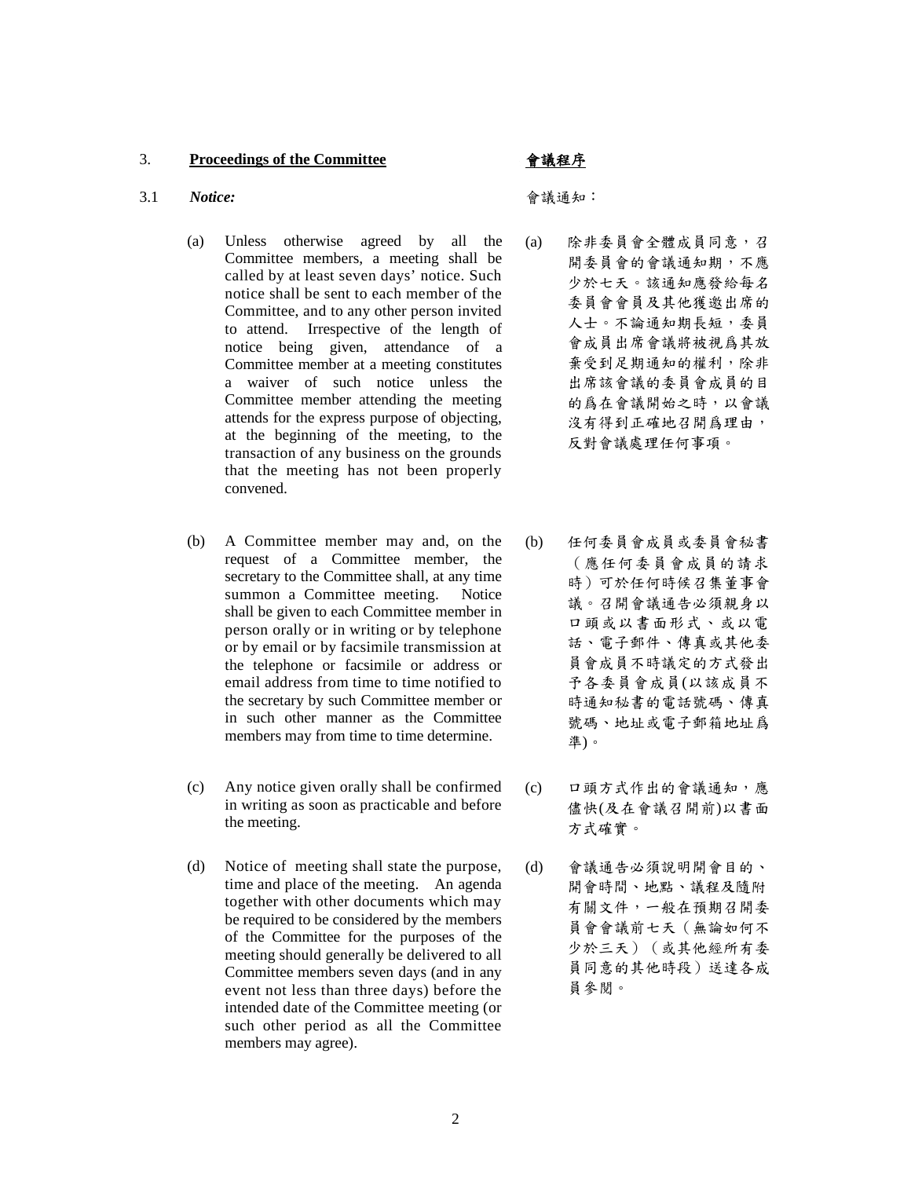## 3. **Proceedings of the Committee**

## **會議程序**

### 3.1 ***Notice:***

會議通知：

(a) Unless otherwise agreed by all the Committee members, a meeting shall be called by at least seven days' notice. Such notice shall be sent to each member of the Committee, and to any other person invited to attend. Irrespective of the length of notice being given, attendance of a Committee member at a meeting constitutes a waiver of such notice unless the Committee member attending the meeting attends for the express purpose of objecting, at the beginning of the meeting, to the transaction of any business on the grounds that the meeting has not been properly convened.

(a) 除非委員會全體成員同意，召開委員會的會議通知期，不應少於七天。該通知應發給每名委員會會員及其他獲邀出席的人士。不論通知期長短，委員會成員出席會議將被視爲其放棄受到足期通知的權利，除非出席該會議的委員會成員的目的爲在會議開始之時，以會議沒有得到正確地召開爲理由，反對會議處理任何事項。

(b) A Committee member may and, on the request of a Committee member, the secretary to the Committee shall, at any time summon a Committee meeting. Notice shall be given to each Committee member in person orally or in writing or by telephone or by email or by facsimile transmission at the telephone or facsimile or address or email address from time to time notified to the secretary by such Committee member or in such other manner as the Committee members may from time to time determine.

(b) 任何委員會成員或委員會秘書（應任何委員會成員的請求時）可於任何時候召集董事會議。召開會議通告必須親身以口頭或以書面形式、或以電話、電子郵件、傳真或其他委員會成員不時議定的方式發出予各委員會成員(以該成員不時通知秘書的電話號碼、傳真號碼、地址或電子郵箱地址爲準)。

(c) Any notice given orally shall be confirmed in writing as soon as practicable and before the meeting.

(c) 口頭方式作出的會議通知，應儘快(及在會議召開前)以書面方式確實。

(d) Notice of meeting shall state the purpose, time and place of the meeting. An agenda together with other documents which may be required to be considered by the members of the Committee for the purposes of the meeting should generally be delivered to all Committee members seven days (and in any event not less than three days) before the intended date of the Committee meeting (or such other period as all the Committee members may agree).

(d) 會議通告必須說明開會目的、開會時間、地點、議程及隨附有關文件，一般在預期召開委員會會議前七天（無論如何不少於三天）（或其他經所有委員同意的其他時段）送達各成員參閱。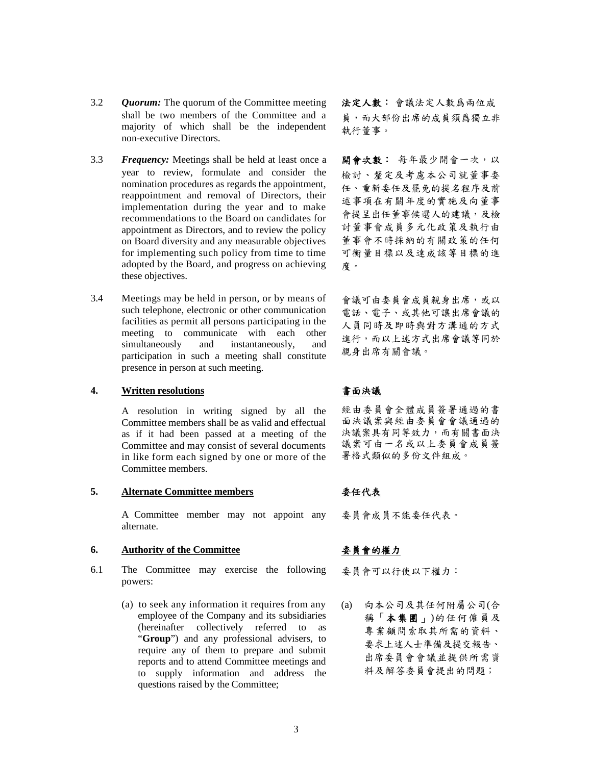3.2 ***Quorum:*** The quorum of the Committee meeting shall be two members of the Committee and a majority of which shall be the independent non-executive Directors.

**法定人數：** 會議法定人數爲兩位成員，而大部份出席的成員須爲獨立非執行董事。

3.3 ***Frequency:*** Meetings shall be held at least once a year to review, formulate and consider the nomination procedures as regards the appointment, reappointment and removal of Directors, their implementation during the year and to make recommendations to the Board on candidates for appointment as Directors, and to review the policy on Board diversity and any measurable objectives for implementing such policy from time to time adopted by the Board, and progress on achieving these objectives.

**開會次數：** 每年最少開會一次，以檢討、釐定及考慮本公司就董事委任、重新委任及罷免的提名程序及前述事項在有關年度的實施及向董事會提呈出任董事候選人的建議，及檢討董事會成員多元化政策及執行由董事會不時採納的有關政策的任何可衡量目標以及達成該等目標的進度。

3.4 Meetings may be held in person, or by means of such telephone, electronic or other communication facilities as permit all persons participating in the meeting to communicate with each other simultaneously and instantaneously, and participation in such a meeting shall constitute presence in person at such meeting.

會議可由委員會成員親身出席，或以電話、電子、或其他可讓出席會議的人員同時及即時與對方溝通的方式進行，而以上述方式出席會議等同於親身出席有關會議。

**4. <u>Written resolutions</u>**

**<u>書面決議</u>**

A resolution in writing signed by all the Committee members shall be as valid and effectual as if it had been passed at a meeting of the Committee and may consist of several documents in like form each signed by one or more of the Committee members.

經由委員會全體成員簽署通過的書面決議案與經由委員會會議通過的決議案具有同等效力，而有關書面決議案可由一名或以上委員會成員簽署格式類似的多份文件組成。

**5. <u>Alternate Committee members</u>**

**<u>委任代表</u>**

A Committee member may not appoint any alternate.

委員會成員不能委任代表。

**6. <u>Authority of the Committee</u>**

**<u>委員會的權力</u>**

6.1 The Committee may exercise the following powers:

委員會可以行使以下權力：

(a) to seek any information it requires from any employee of the Company and its subsidiaries (hereinafter collectively referred to as "**Group**") and any professional advisers, to require any of them to prepare and submit reports and to attend Committee meetings and to supply information and address the questions raised by the Committee;

(a) 向本公司及其任何附屬公司(合稱「**本集團**」)的任何僱員及專業顧問索取其所需的資料、要求上述人士準備及提交報告、出席委員會會議並提供所需資料及解答委員會提出的問題；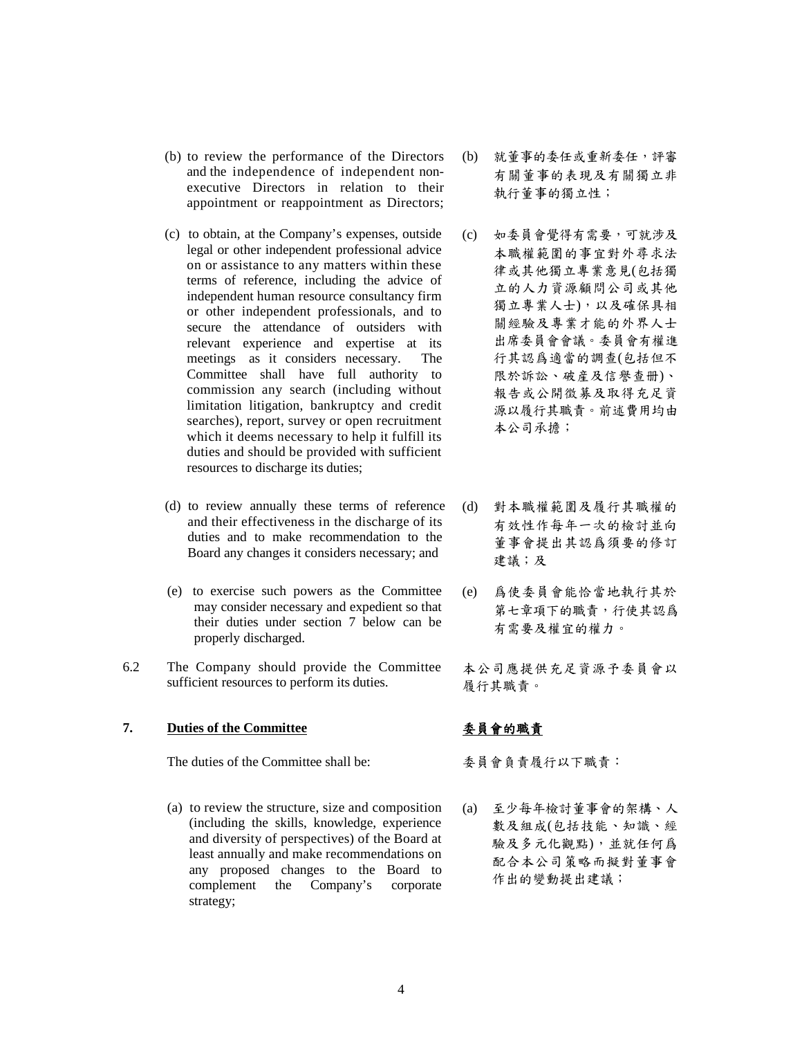(b) to review the performance of the Directors and the independence of independent non-executive Directors in relation to their appointment or reappointment as Directors;

(b) 就董事的委任或重新委任，評審有關董事的表現及有關獨立非執行董事的獨立性；

(c) to obtain, at the Company's expenses, outside legal or other independent professional advice on or assistance to any matters within these terms of reference, including the advice of independent human resource consultancy firm or other independent professionals, and to secure the attendance of outsiders with relevant experience and expertise at its meetings as it considers necessary. The Committee shall have full authority to commission any search (including without limitation litigation, bankruptcy and credit searches), report, survey or open recruitment which it deems necessary to help it fulfill its duties and should be provided with sufficient resources to discharge its duties;

(c) 如委員會覺得有需要，可就涉及本職權範圍的事宜對外尋求法律或其他獨立專業意見(包括獨立的人力資源顧問公司或其他獨立專業人士)，以及確保具相關經驗及專業才能的外界人士出席委員會會議。委員會有權進行其認爲適當的調查(包括但不限於訴訟、破產及信譽查冊)、報告或公開徵募及取得充足資源以履行其職責。前述費用均由本公司承擔；

(d) to review annually these terms of reference and their effectiveness in the discharge of its duties and to make recommendation to the Board any changes it considers necessary; and

(d) 對本職權範圍及履行其職權的有效性作每年一次的檢討並向董事會提出其認爲須要的修訂建議；及

(e) to exercise such powers as the Committee may consider necessary and expedient so that their duties under section 7 below can be properly discharged.

(e) 爲使委員會能恰當地執行其於第七章項下的職責，行使其認爲有需要及權宜的權力。

6.2 The Company should provide the Committee sufficient resources to perform its duties.

本公司應提供充足資源予委員會以履行其職責。

## 7. Duties of the Committee

## 委員會的職責

The duties of the Committee shall be:

委員會負責履行以下職責：

(a) to review the structure, size and composition (including the skills, knowledge, experience and diversity of perspectives) of the Board at least annually and make recommendations on any proposed changes to the Board to complement the Company's corporate strategy;

(a) 至少每年檢討董事會的架構、人數及組成(包括技能、知識、經驗及多元化觀點)，並就任何爲配合本公司策略而擬對董事會作出的變動提出建議；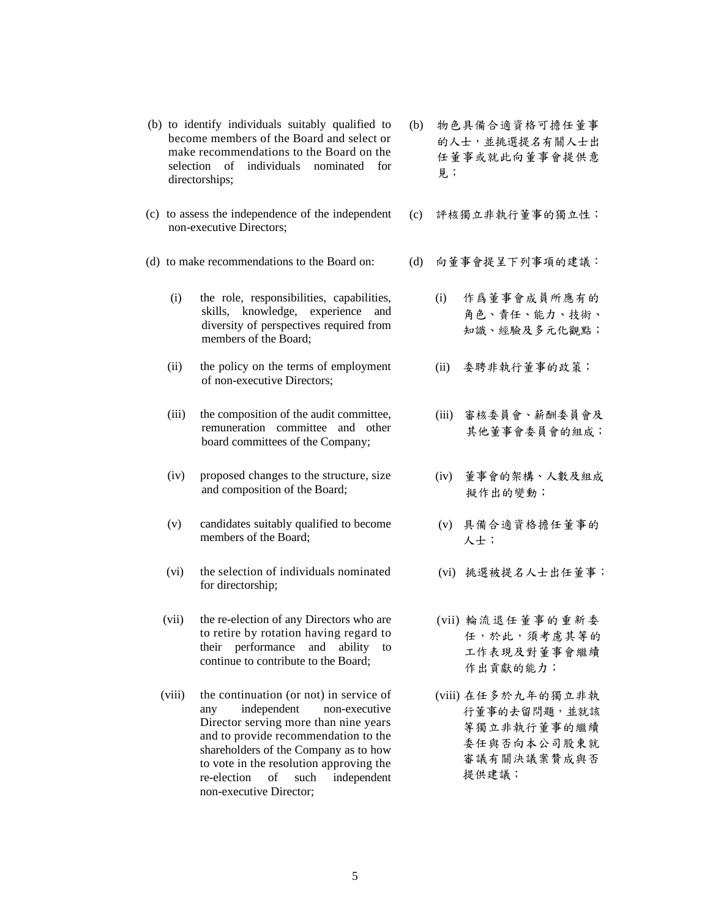(b) to identify individuals suitably qualified to become members of the Board and select or make recommendations to the Board on the selection of individuals nominated for directorships;

(c) to assess the independence of the independent non-executive Directors;

(d) to make recommendations to the Board on:

(i) the role, responsibilities, capabilities, skills, knowledge, experience and diversity of perspectives required from members of the Board;

(ii) the policy on the terms of employment of non-executive Directors;

(iii) the composition of the audit committee, remuneration committee and other board committees of the Company;

(iv) proposed changes to the structure, size and composition of the Board;

(v) candidates suitably qualified to become members of the Board;

(vi) the selection of individuals nominated for directorship;

(vii) the re-election of any Directors who are to retire by rotation having regard to their performance and ability to continue to contribute to the Board;

(viii) the continuation (or not) in service of any independent non-executive Director serving more than nine years and to provide recommendation to the shareholders of the Company as to how to vote in the resolution approving the re-election of such independent non-executive Director;

(b) 物色具備合適資格可擔任董事的人士，並挑選提名有關人士出任董事或就此向董事會提供意見；

(c) 評核獨立非執行董事的獨立性；

(d) 向董事會提呈下列事項的建議：

(i) 作爲董事會成員所應有的角色、責任、能力、技術、知識、經驗及多元化觀點；

(ii) 委聘非執行董事的政策；

(iii) 審核委員會、薪酬委員會及其他董事會委員會的組成；

(iv) 董事會的架構、人數及組成擬作出的變動；

(v) 具備合適資格擔任董事的人士；

(vi) 挑選被提名人士出任董事；

(vii) 輪流退任董事的重新委任，於此，須考慮其等的工作表現及對董事會繼續作出貢獻的能力；

(viii) 在任多於九年的獨立非執行董事的去留問題，並就該等獨立非執行董事的繼續委任與否向本公司股東就審議有關決議案贊成與否提供建議；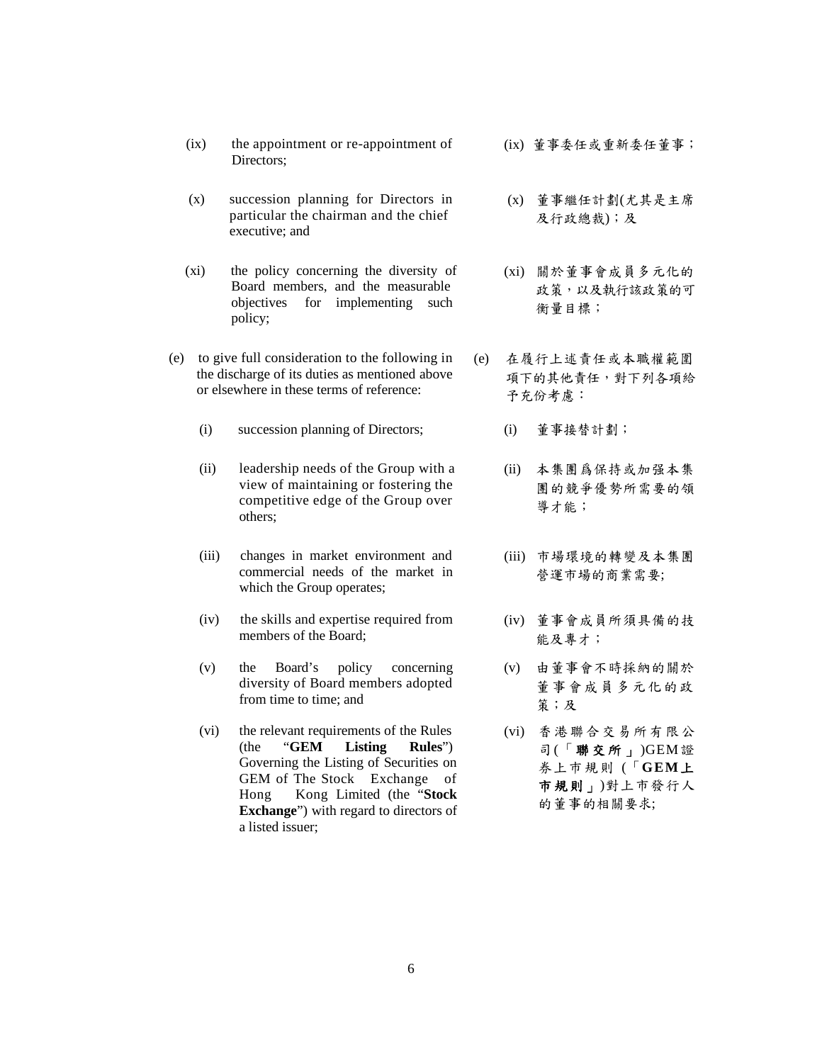(ix) the appointment or re-appointment of Directors;

(x) succession planning for Directors in particular the chairman and the chief executive; and

(xi) the policy concerning the diversity of Board members, and the measurable objectives for implementing such policy;

(e) to give full consideration to the following in the discharge of its duties as mentioned above or elsewhere in these terms of reference:

(i) succession planning of Directors;

(ii) leadership needs of the Group with a view of maintaining or fostering the competitive edge of the Group over others;

(iii) changes in market environment and commercial needs of the market in which the Group operates;

(iv) the skills and expertise required from members of the Board;

(v) the Board's policy concerning diversity of Board members adopted from time to time; and

(vi) the relevant requirements of the Rules (the "**GEM Listing Rules**") Governing the Listing of Securities on GEM of The Stock Exchange of Hong Kong Limited (the "**Stock Exchange**") with regard to directors of a listed issuer;

(ix) 董事委任或重新委任董事；

(x) 董事繼任計劃(尤其是主席及行政總裁)；及

(xi) 關於董事會成員多元化的政策，以及執行該政策的可衡量目標；

(e) 在履行上述責任或本職權範圍項下的其他責任，對下列各項給予充份考慮：

(i) 董事接替計劃；

(ii) 本集團爲保持或加强本集團的競爭優勢所需要的領導才能；

(iii) 市場環境的轉變及本集團營運市場的商業需要;

(iv) 董事會成員所須具備的技能及專才；

(v) 由董事會不時採納的關於董事會成員多元化的政策；及

(vi) 香港聯合交易所有限公司(「**聯交所**」)GEM證券上市規則 (「**GEM上市規則**」)對上市發行人的董事的相關要求;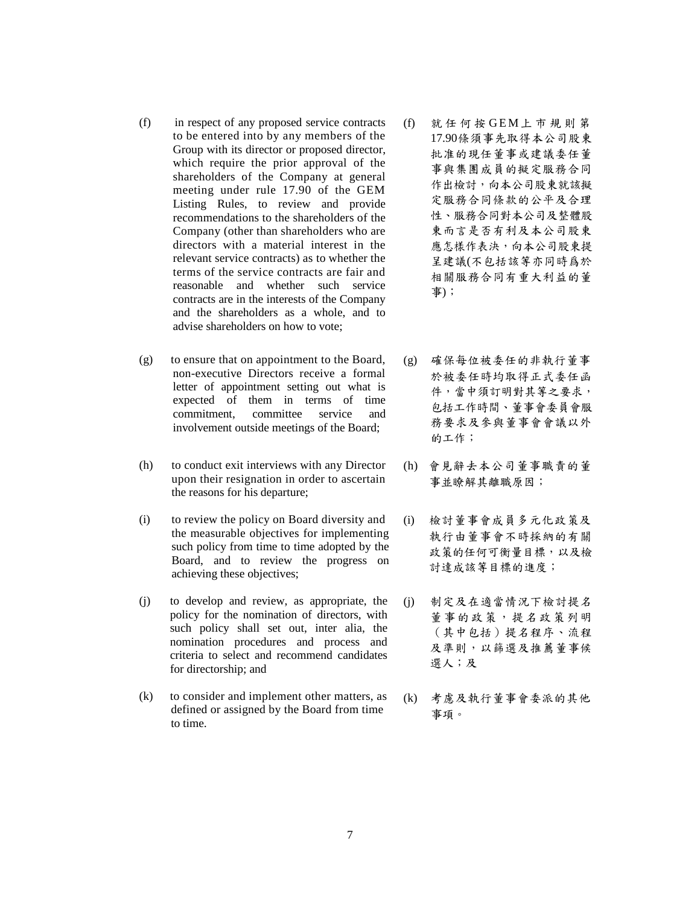(f) in respect of any proposed service contracts to be entered into by any members of the Group with its director or proposed director, which require the prior approval of the shareholders of the Company at general meeting under rule 17.90 of the GEM Listing Rules, to review and provide recommendations to the shareholders of the Company (other than shareholders who are directors with a material interest in the relevant service contracts) as to whether the terms of the service contracts are fair and reasonable and whether such service contracts are in the interests of the Company and the shareholders as a whole, and to advise shareholders on how to vote;

(f) 就任何按GEM上市規則第17.90條須事先取得本公司股東批准的現任董事或建議委任董事與集團成員的擬定服務合同作出檢討，向本公司股東就該擬定服務合同條款的公平及合理性、服務合同對本公司及整體股東而言是否有利及本公司股東應怎樣作表決，向本公司股東提呈建議(不包括該等亦同時爲於相關服務合同有重大利益的董事)；

(g) to ensure that on appointment to the Board, non-executive Directors receive a formal letter of appointment setting out what is expected of them in terms of time commitment, committee service and involvement outside meetings of the Board;

(g) 確保每位被委任的非執行董事於被委任時均取得正式委任函件，當中須訂明對其等之要求，包括工作時間、董事會委員會服務要求及參與董事會會議以外的工作；

(h) to conduct exit interviews with any Director upon their resignation in order to ascertain the reasons for his departure;

(h) 會見辭去本公司董事職責的董事並瞭解其離職原因；

(i) to review the policy on Board diversity and the measurable objectives for implementing such policy from time to time adopted by the Board, and to review the progress on achieving these objectives;

(i) 檢討董事會成員多元化政策及執行由董事會不時採納的有關政策的任何可衡量目標，以及檢討達成該等目標的進度；

(j) to develop and review, as appropriate, the policy for the nomination of directors, with such policy shall set out, inter alia, the nomination procedures and process and criteria to select and recommend candidates for directorship; and

(j) 制定及在適當情況下檢討提名董事的政策，提名政策列明（其中包括）提名程序、流程及準則，以篩選及推薦董事候選人；及

(k) to consider and implement other matters, as defined or assigned by the Board from time to time.

(k) 考慮及執行董事會委派的其他事項。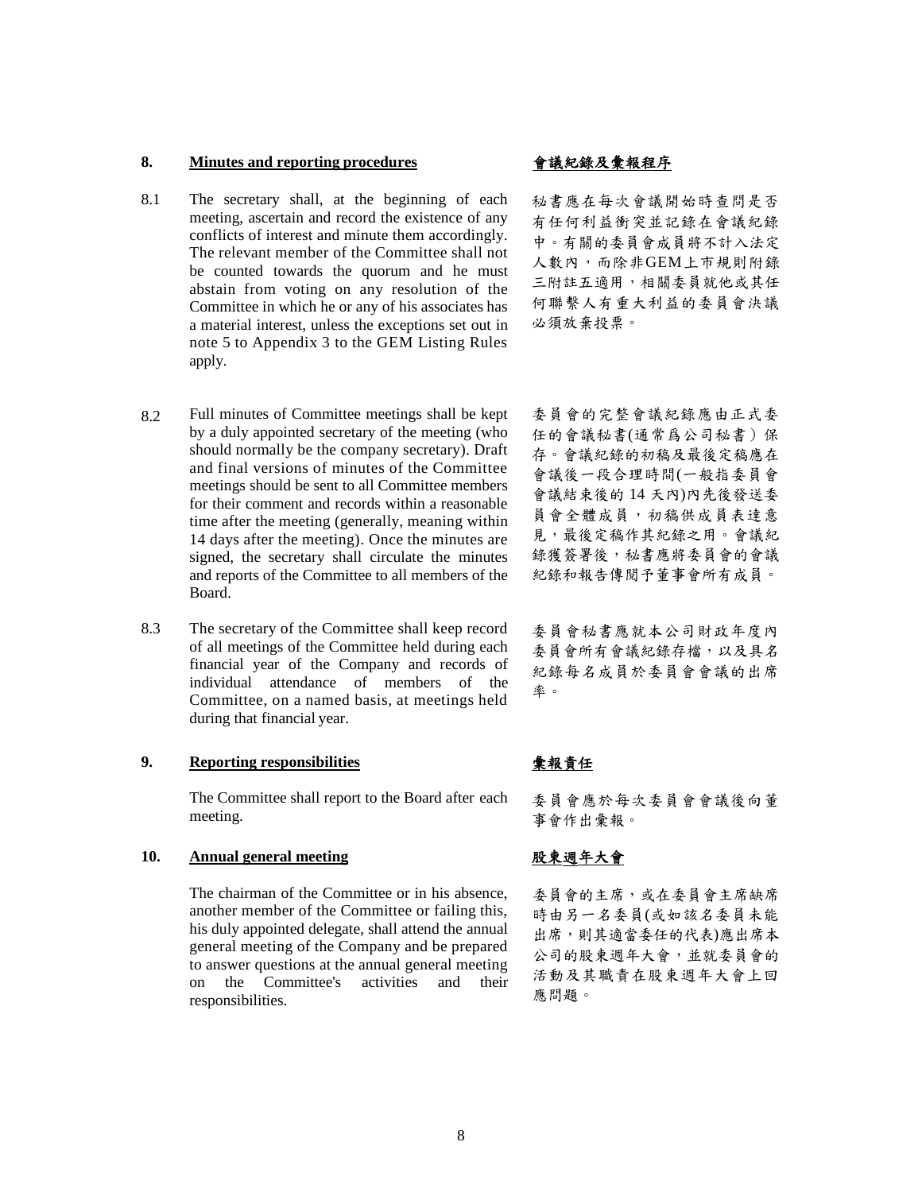## 8. Minutes and reporting procedures

## 會議紀錄及彙報程序

8.1 The secretary shall, at the beginning of each meeting, ascertain and record the existence of any conflicts of interest and minute them accordingly. The relevant member of the Committee shall not be counted towards the quorum and he must abstain from voting on any resolution of the Committee in which he or any of his associates has a material interest, unless the exceptions set out in note 5 to Appendix 3 to the GEM Listing Rules apply.

秘書應在每次會議開始時查問是否有任何利益衝突並記錄在會議紀錄中。有關的委員會成員將不計入法定人數內，而除非GEM上市規則附錄三附註五適用，相關委員就他或其任何聯繫人有重大利益的委員會決議必須放棄投票。

8.2 Full minutes of Committee meetings shall be kept by a duly appointed secretary of the meeting (who should normally be the company secretary). Draft and final versions of minutes of the Committee meetings should be sent to all Committee members for their comment and records within a reasonable time after the meeting (generally, meaning within 14 days after the meeting). Once the minutes are signed, the secretary shall circulate the minutes and reports of the Committee to all members of the Board.

委員會的完整會議紀錄應由正式委任的會議秘書(通常爲公司秘書）保存。會議紀錄的初稿及最後定稿應在會議後一段合理時間(一般指委員會會議結束後的 14 天內)內先後發送委員會全體成員，初稿供成員表達意見，最後定稿作其紀錄之用。會議紀錄獲簽署後，秘書應將委員會的會議紀錄和報告傳閱予董事會所有成員。

8.3 The secretary of the Committee shall keep record of all meetings of the Committee held during each financial year of the Company and records of individual attendance of members of the Committee, on a named basis, at meetings held during that financial year.

委員會秘書應就本公司財政年度內委員會所有會議紀錄存檔，以及具名紀錄每名成員於委員會會議的出席率。

## 9. Reporting responsibilities

## 彙報責任

The Committee shall report to the Board after each meeting.

委員會應於每次委員會會議後向董事會作出彙報。

## 10. Annual general meeting

## 股東週年大會

The chairman of the Committee or in his absence, another member of the Committee or failing this, his duly appointed delegate, shall attend the annual general meeting of the Company and be prepared to answer questions at the annual general meeting on the Committee's activities and their responsibilities.

委員會的主席，或在委員會主席缺席時由另一名委員(或如該名委員未能出席，則其適當委任的代表)應出席本公司的股東週年大會，並就委員會的活動及其職責在股東週年大會上回應問題。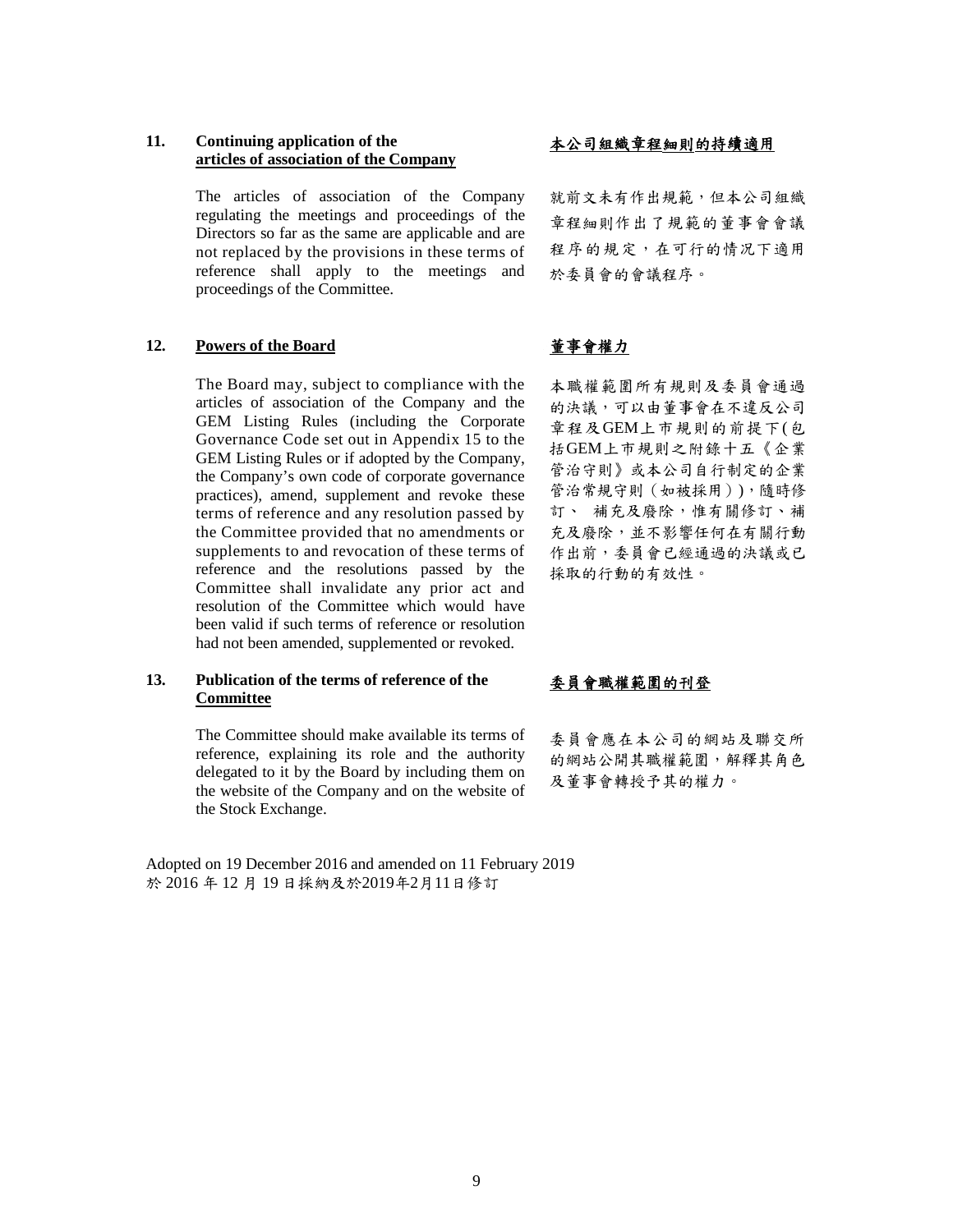**11. Continuing application of the articles of association of the Company**

**本公司組織章程細則的持續適用**

The articles of association of the Company regulating the meetings and proceedings of the Directors so far as the same are applicable and are not replaced by the provisions in these terms of reference shall apply to the meetings and proceedings of the Committee.

就前文未有作出規範，但本公司組織章程細則作出了規範的董事會會議程序的規定，在可行的情況下適用於委員會的會議程序。

**12. Powers of the Board**

**董事會權力**

The Board may, subject to compliance with the articles of association of the Company and the GEM Listing Rules (including the Corporate Governance Code set out in Appendix 15 to the GEM Listing Rules or if adopted by the Company, the Company's own code of corporate governance practices), amend, supplement and revoke these terms of reference and any resolution passed by the Committee provided that no amendments or supplements to and revocation of these terms of reference and the resolutions passed by the Committee shall invalidate any prior act and resolution of the Committee which would have been valid if such terms of reference or resolution had not been amended, supplemented or revoked.

本職權範圍所有規則及委員會通過的決議，可以由董事會在不違反公司章程及GEM上市規則的前提下(包括GEM上市規則之附錄十五《企業管治守則》或本公司自行制定的企業管治常規守則（如被採用）)，隨時修訂、 補充及廢除，惟有關修訂、補充及廢除，並不影響任何在有關行動作出前，委員會已經通過的決議或已採取的行動的有效性。

**13. Publication of the terms of reference of the Committee**

**委員會職權範圍的刊登**

The Committee should make available its terms of reference, explaining its role and the authority delegated to it by the Board by including them on the website of the Company and on the website of the Stock Exchange.

委員會應在本公司的網站及聯交所的網站公開其職權範圍，解釋其角色及董事會轉授予其的權力。

Adopted on 19 December 2016 and amended on 11 February 2019
於 2016 年 12 月 19 日採納及於2019年2月11日修訂